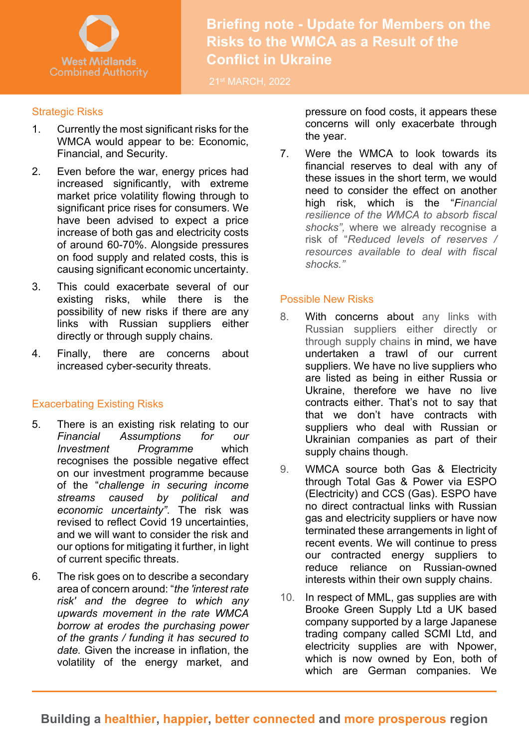# Briefing note - Update for Members on the Risks to the WMCA as a Result of the Conflict in Ukraine

21st MARCH, 2022

## Strategic Risks

1. Currently the most significant risks for the WMCA would appear to be: Economic, Financial, and Security.

2. Even before the war, energy prices had increased significantly, with extreme market price volatility flowing through to significant price rises for consumers. We have been advised to expect a price increase of both gas and electricity costs of around 60-70%. Alongside pressures on food supply and related costs, this is causing significant economic uncertainty.

3. This could exacerbate several of our existing risks, while there is the possibility of new risks if there are any links with Russian suppliers either directly or through supply chains.

4. Finally, there are concerns about increased cyber-security threats.

## Exacerbating Existing Risks

5. There is an existing risk relating to our *Financial Assumptions for our Investment Programme* which recognises the possible negative effect on our investment programme because of the "*challenge in securing income streams caused by political and economic uncertainty*". The risk was revised to reflect Covid 19 uncertainties, and we will want to consider the risk and our options for mitigating it further, in light of current specific threats.

6. The risk goes on to describe a secondary area of concern around: "*the 'interest rate risk' and the degree to which any upwards movement in the rate WMCA borrow at erodes the purchasing power of the grants / funding it has secured to date.* Given the increase in inflation, the volatility of the energy market, and pressure on food costs, it appears these concerns will only exacerbate through the year.

7. Were the WMCA to look towards its financial reserves to deal with any of these issues in the short term, we would need to consider the effect on another high risk, which is the "*Financial resilience of the WMCA to absorb fiscal shocks"*, where we already recognise a risk of "*Reduced levels of reserves / resources available to deal with fiscal shocks."*

## Possible New Risks

8. With concerns about any links with Russian suppliers either directly or through supply chains in mind, we have undertaken a trawl of our current suppliers. We have no live suppliers who are listed as being in either Russia or Ukraine, therefore we have no live contracts either. That's not to say that that we don't have contracts with suppliers who deal with Russian or Ukrainian companies as part of their supply chains though.

9. WMCA source both Gas & Electricity through Total Gas & Power via ESPO (Electricity) and CCS (Gas). ESPO have no direct contractual links with Russian gas and electricity suppliers or have now terminated these arrangements in light of recent events. We will continue to press our contracted energy suppliers to reduce reliance on Russian-owned interests within their own supply chains.

10. In respect of MML, gas supplies are with Brooke Green Supply Ltd a UK based company supported by a large Japanese trading company called SCMI Ltd, and electricity supplies are with Npower, which is now owned by Eon, both of which are German companies. We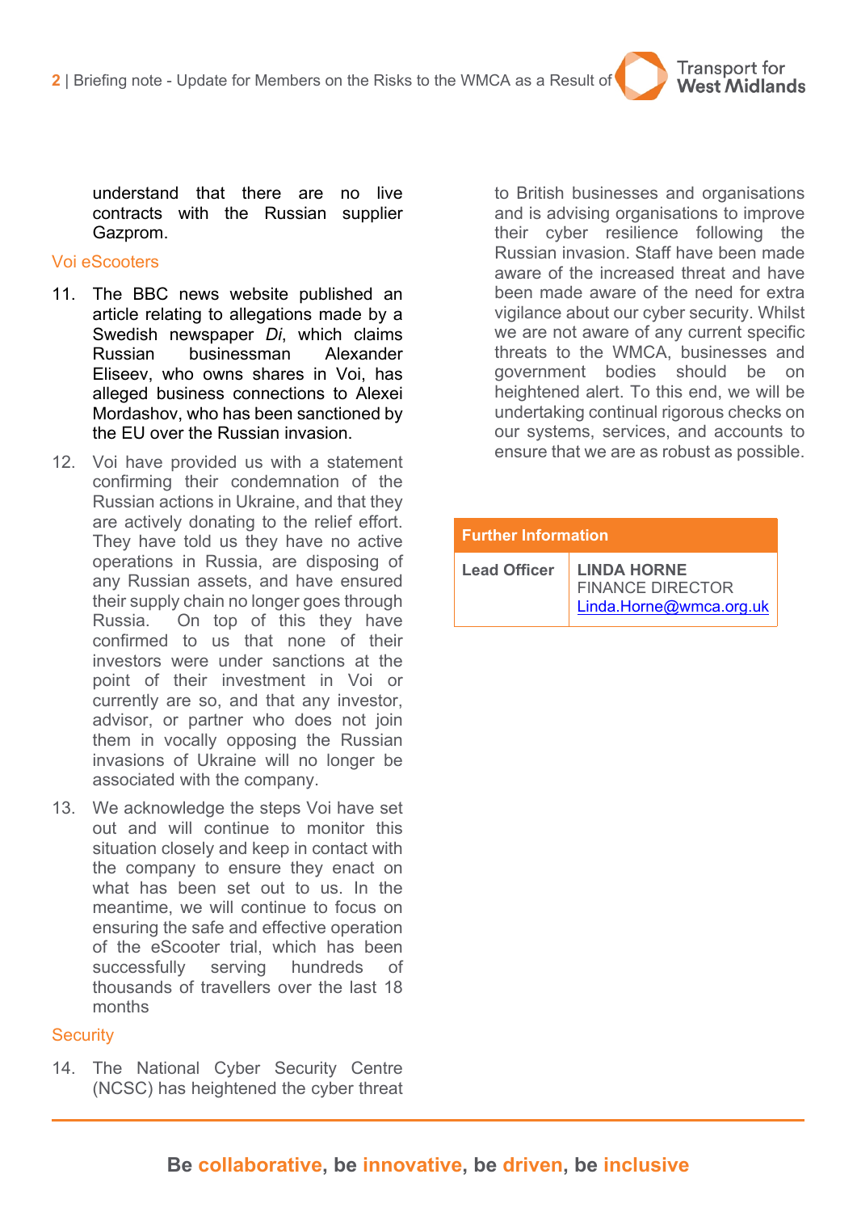understand that there are no live contracts with the Russian supplier Gazprom.

## Voi eScooters

11. The BBC news website published an article relating to allegations made by a Swedish newspaper *Di*, which claims Russian businessman Alexander Eliseev, who owns shares in Voi, has alleged business connections to Alexei Mordashov, who has been sanctioned by the EU over the Russian invasion.

12. Voi have provided us with a statement confirming their condemnation of the Russian actions in Ukraine, and that they are actively donating to the relief effort. They have told us they have no active operations in Russia, are disposing of any Russian assets, and have ensured their supply chain no longer goes through Russia. On top of this they have confirmed to us that none of their investors were under sanctions at the point of their investment in Voi or currently are so, and that any investor, advisor, or partner who does not join them in vocally opposing the Russian invasions of Ukraine will no longer be associated with the company.

13. We acknowledge the steps Voi have set out and will continue to monitor this situation closely and keep in contact with the company to ensure they enact on what has been set out to us. In the meantime, we will continue to focus on ensuring the safe and effective operation of the eScooter trial, which has been successfully serving hundreds of thousands of travellers over the last 18 months

## Security

14. The National Cyber Security Centre (NCSC) has heightened the cyber threat to British businesses and organisations and is advising organisations to improve their cyber resilience following the Russian invasion. Staff have been made aware of the increased threat and have been made aware of the need for extra vigilance about our cyber security. Whilst we are not aware of any current specific threats to the WMCA, businesses and government bodies should be on heightened alert. To this end, we will be undertaking continual rigorous checks on our systems, services, and accounts to ensure that we are as robust as possible.

| Further Information | |
|---|---|
| **Lead Officer** | **LINDA HORNE**<br>FINANCE DIRECTOR<br>Linda.Horne@wmca.org.uk |

**Be collaborative, be innovative, be driven, be inclusive**